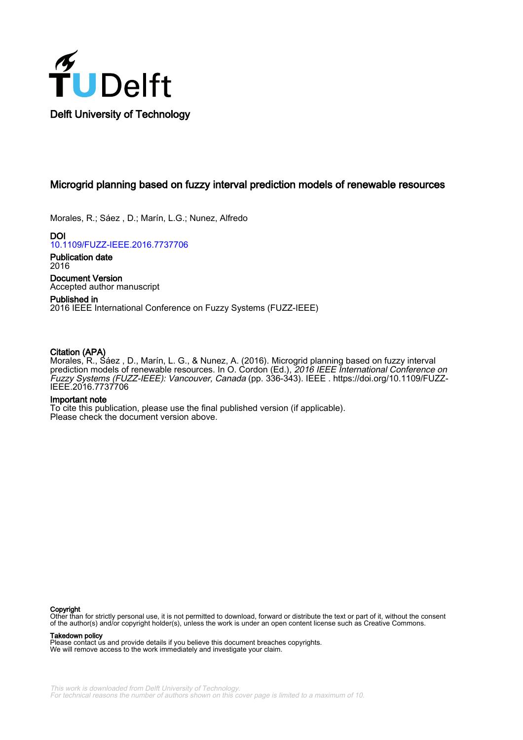Delft University of Technology

# Microgrid planning based on fuzzy interval prediction models of renewable resources

Morales, R.; Sáez , D.; Marín, L.G.; Nunez, Alfredo

**DOI**
10.1109/FUZZ-IEEE.2016.7737706

**Publication date**
2016

**Document Version**
Accepted author manuscript

**Published in**
2016 IEEE International Conference on Fuzzy Systems (FUZZ-IEEE)

**Citation (APA)**
Morales, R., Sáez , D., Marín, L. G., & Nunez, A. (2016). Microgrid planning based on fuzzy interval prediction models of renewable resources. In O. Cordon (Ed.), *2016 IEEE International Conference on Fuzzy Systems (FUZZ-IEEE): Vancouver, Canada* (pp. 336-343). IEEE . https://doi.org/10.1109/FUZZ-IEEE.2016.7737706

**Important note**
To cite this publication, please use the final published version (if applicable).
Please check the document version above.

**Copyright**
Other than for strictly personal use, it is not permitted to download, forward or distribute the text or part of it, without the consent of the author(s) and/or copyright holder(s), unless the work is under an open content license such as Creative Commons.

**Takedown policy**
Please contact us and provide details if you believe this document breaches copyrights.
We will remove access to the work immediately and investigate your claim.

*This work is downloaded from Delft University of Technology.*
*For technical reasons the number of authors shown on this cover page is limited to a maximum of 10.*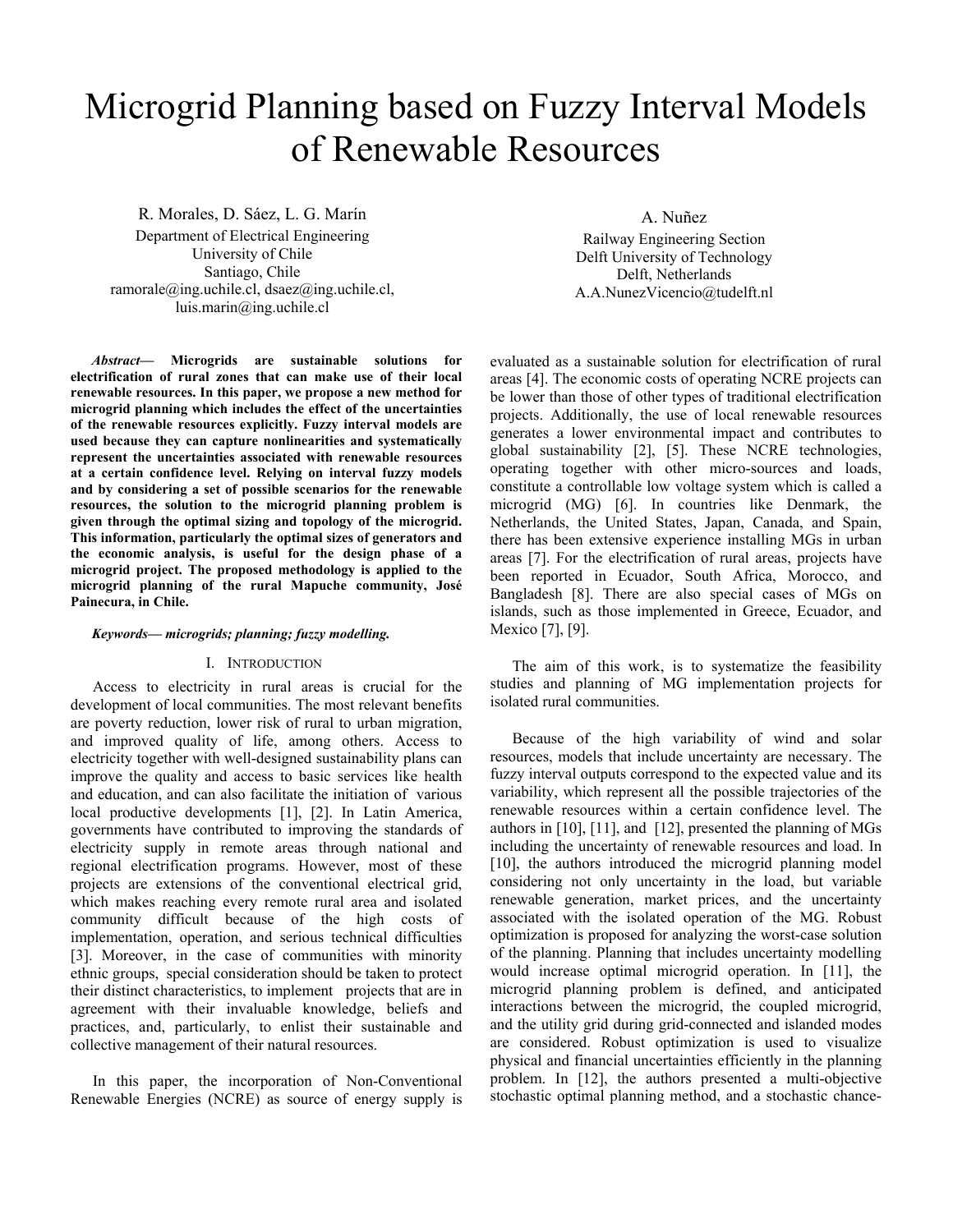# Microgrid Planning based on Fuzzy Interval Models of Renewable Resources

R. Morales, D. Sáez, L. G. Marín
Department of Electrical Engineering
University of Chile
Santiago, Chile
ramorale@ing.uchile.cl, dsaez@ing.uchile.cl, luis.marin@ing.uchile.cl

A. Nuñez
Railway Engineering Section
Delft University of Technology
Delft, Netherlands
A.A.NunezVicencio@tudelft.nl

***Abstract*— Microgrids are sustainable solutions for electrification of rural zones that can make use of their local renewable resources. In this paper, we propose a new method for microgrid planning which includes the effect of the uncertainties of the renewable resources explicitly. Fuzzy interval models are used because they can capture nonlinearities and systematically represent the uncertainties associated with renewable resources at a certain confidence level. Relying on interval fuzzy models and by considering a set of possible scenarios for the renewable resources, the solution to the microgrid planning problem is given through the optimal sizing and topology of the microgrid. This information, particularly the optimal sizes of generators and the economic analysis, is useful for the design phase of a microgrid project. The proposed methodology is applied to the microgrid planning of the rural Mapuche community, José Painecura, in Chile.**

***Keywords— microgrids; planning; fuzzy modelling.***

## I. Introduction

Access to electricity in rural areas is crucial for the development of local communities. The most relevant benefits are poverty reduction, lower risk of rural to urban migration, and improved quality of life, among others. Access to electricity together with well-designed sustainability plans can improve the quality and access to basic services like health and education, and can also facilitate the initiation of various local productive developments [1], [2]. In Latin America, governments have contributed to improving the standards of electricity supply in remote areas through national and regional electrification programs. However, most of these projects are extensions of the conventional electrical grid, which makes reaching every remote rural area and isolated community difficult because of the high costs of implementation, operation, and serious technical difficulties [3]. Moreover, in the case of communities with minority ethnic groups, special consideration should be taken to protect their distinct characteristics, to implement projects that are in agreement with their invaluable knowledge, beliefs and practices, and, particularly, to enlist their sustainable and collective management of their natural resources.

In this paper, the incorporation of Non-Conventional Renewable Energies (NCRE) as source of energy supply is evaluated as a sustainable solution for electrification of rural areas [4]. The economic costs of operating NCRE projects can be lower than those of other types of traditional electrification projects. Additionally, the use of local renewable resources generates a lower environmental impact and contributes to global sustainability [2], [5]. These NCRE technologies, operating together with other micro-sources and loads, constitute a controllable low voltage system which is called a microgrid (MG) [6]. In countries like Denmark, the Netherlands, the United States, Japan, Canada, and Spain, there has been extensive experience installing MGs in urban areas [7]. For the electrification of rural areas, projects have been reported in Ecuador, South Africa, Morocco, and Bangladesh [8]. There are also special cases of MGs on islands, such as those implemented in Greece, Ecuador, and Mexico [7], [9].

The aim of this work, is to systematize the feasibility studies and planning of MG implementation projects for isolated rural communities.

Because of the high variability of wind and solar resources, models that include uncertainty are necessary. The fuzzy interval outputs correspond to the expected value and its variability, which represent all the possible trajectories of the renewable resources within a certain confidence level. The authors in [10], [11], and [12], presented the planning of MGs including the uncertainty of renewable resources and load. In [10], the authors introduced the microgrid planning model considering not only uncertainty in the load, but variable renewable generation, market prices, and the uncertainty associated with the isolated operation of the MG. Robust optimization is proposed for analyzing the worst-case solution of the planning. Planning that includes uncertainty modelling would increase optimal microgrid operation. In [11], the microgrid planning problem is defined, and anticipated interactions between the microgrid, the coupled microgrid, and the utility grid during grid-connected and islanded modes are considered. Robust optimization is used to visualize physical and financial uncertainties efficiently in the planning problem. In [12], the authors presented a multi-objective stochastic optimal planning method, and a stochastic chance-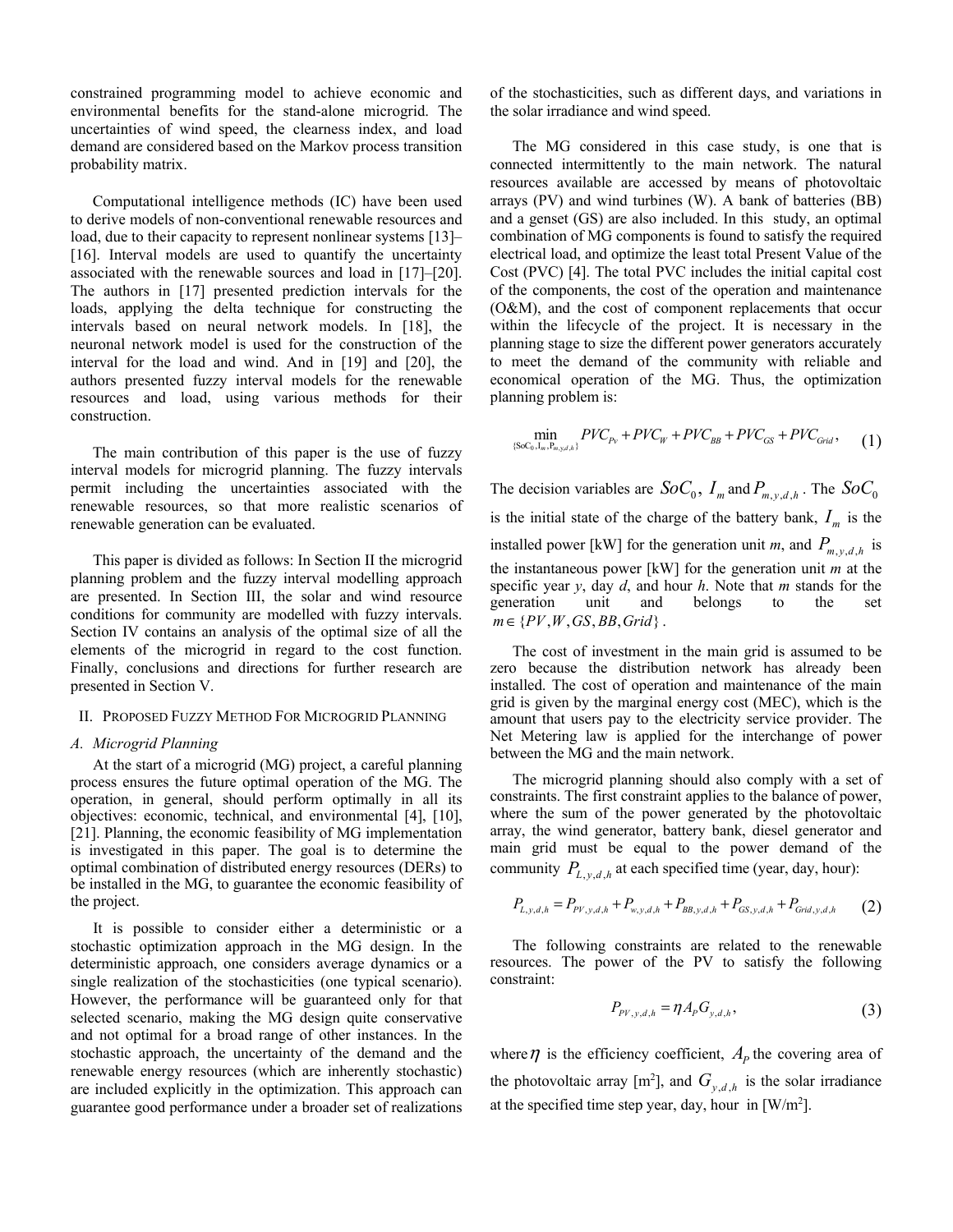constrained programming model to achieve economic and environmental benefits for the stand-alone microgrid. The uncertainties of wind speed, the clearness index, and load demand are considered based on the Markov process transition probability matrix.

Computational intelligence methods (IC) have been used to derive models of non-conventional renewable resources and load, due to their capacity to represent nonlinear systems [13]–[16]. Interval models are used to quantify the uncertainty associated with the renewable sources and load in [17]–[20]. The authors in [17] presented prediction intervals for the loads, applying the delta technique for constructing the intervals based on neural network models. In [18], the neuronal network model is used for the construction of the interval for the load and wind. And in [19] and [20], the authors presented fuzzy interval models for the renewable resources and load, using various methods for their construction.

The main contribution of this paper is the use of fuzzy interval models for microgrid planning. The fuzzy intervals permit including the uncertainties associated with the renewable resources, so that more realistic scenarios of renewable generation can be evaluated.

This paper is divided as follows: In Section II the microgrid planning problem and the fuzzy interval modelling approach are presented. In Section III, the solar and wind resource conditions for community are modelled with fuzzy intervals. Section IV contains an analysis of the optimal size of all the elements of the microgrid in regard to the cost function. Finally, conclusions and directions for further research are presented in Section V.

## II. Proposed Fuzzy Method For Microgrid Planning

### A. Microgrid Planning

At the start of a microgrid (MG) project, a careful planning process ensures the future optimal operation of the MG. The operation, in general, should perform optimally in all its objectives: economic, technical, and environmental [4], [10], [21]. Planning, the economic feasibility of MG implementation is investigated in this paper. The goal is to determine the optimal combination of distributed energy resources (DERs) to be installed in the MG, to guarantee the economic feasibility of the project.

It is possible to consider either a deterministic or a stochastic optimization approach in the MG design. In the deterministic approach, one considers average dynamics or a single realization of the stochasticities (one typical scenario). However, the performance will be guaranteed only for that selected scenario, making the MG design quite conservative and not optimal for a broad range of other instances. In the stochastic approach, the uncertainty of the demand and the renewable energy resources (which are inherently stochastic) are included explicitly in the optimization. This approach can guarantee good performance under a broader set of realizations of the stochasticities, such as different days, and variations in the solar irradiance and wind speed.

The MG considered in this case study, is one that is connected intermittently to the main network. The natural resources available are accessed by means of photovoltaic arrays (PV) and wind turbines (W). A bank of batteries (BB) and a genset (GS) are also included. In this study, an optimal combination of MG components is found to satisfy the required electrical load, and optimize the least total Present Value of the Cost (PVC) [4]. The total PVC includes the initial capital cost of the components, the cost of the operation and maintenance (O&M), and the cost of component replacements that occur within the lifecycle of the project. It is necessary in the planning stage to size the different power generators accurately to meet the demand of the community with reliable and economical operation of the MG. Thus, the optimization planning problem is:

$$\min_{\{SoC_0, I_m, P_{m,y,d,h}\}} PVC_{Pv} + PVC_W + PVC_{BB} + PVC_{GS} + PVC_{Grid}, \quad (1)$$

The decision variables are $SoC_0$, $I_m$ and $P_{m,y,d,h}$. The $SoC_0$ is the initial state of the charge of the battery bank, $I_m$ is the installed power [kW] for the generation unit *m*, and $P_{m,y,d,h}$ is the instantaneous power [kW] for the generation unit *m* at the specific year *y*, day *d*, and hour *h*. Note that *m* stands for the generation unit and belongs to the set $m \in \{PV, W, GS, BB, Grid\}$.

The cost of investment in the main grid is assumed to be zero because the distribution network has already been installed. The cost of operation and maintenance of the main grid is given by the marginal energy cost (MEC), which is the amount that users pay to the electricity service provider. The Net Metering law is applied for the interchange of power between the MG and the main network.

The microgrid planning should also comply with a set of constraints. The first constraint applies to the balance of power, where the sum of the power generated by the photovoltaic array, the wind generator, battery bank, diesel generator and main grid must be equal to the power demand of the community $P_{L,y,d,h}$ at each specified time (year, day, hour):

$$P_{L,y,d,h} = P_{PV,y,d,h} + P_{w,y,d,h} + P_{BB,y,d,h} + P_{GS,y,d,h} + P_{Grid,y,d,h} \quad (2)$$

The following constraints are related to the renewable resources. The power of the PV to satisfy the following constraint:

$$P_{PV,y,d,h} = \eta A_P G_{y,d,h}, \quad (3)$$

where $\eta$ is the efficiency coefficient, $A_P$ the covering area of the photovoltaic array [m$^2$], and $G_{y,d,h}$ is the solar irradiance at the specified time step year, day, hour in [W/m$^2$].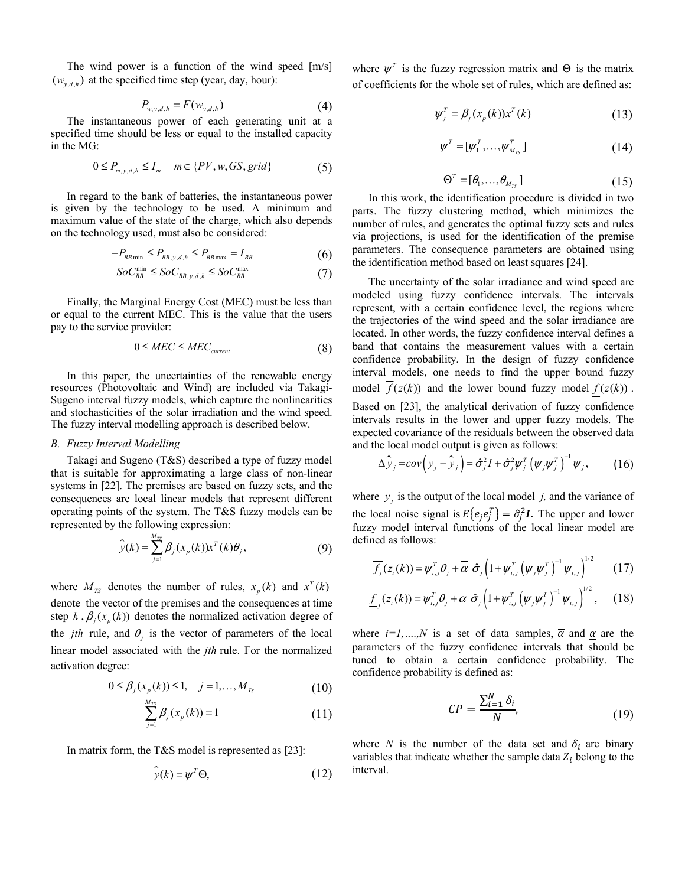The wind power is a function of the wind speed [m/s] $(w_{y,d,h})$ at the specified time step (year, day, hour):

$$P_{w,y,d,h} = F(w_{y,d,h}) \tag{4}$$

The instantaneous power of each generating unit at a specified time should be less or equal to the installed capacity in the MG:

$$0 \le P_{m,y,d,h} \le I_m \quad m \in \{PV, w, GS, grid\} \tag{5}$$

In regard to the bank of batteries, the instantaneous power is given by the technology to be used. A minimum and maximum value of the state of the charge, which also depends on the technology used, must also be considered:

$$-P_{BB\min} \le P_{BB,y,d,h} \le P_{BB\max} = I_{BB} \tag{6}$$

$$SoC_{BB}^{\min} \le SoC_{BB,y,d,h} \le SoC_{BB}^{\max} \tag{7}$$

Finally, the Marginal Energy Cost (MEC) must be less than or equal to the current MEC. This is the value that the users pay to the service provider:

$$0 \le MEC \le MEC_{current} \tag{8}$$

In this paper, the uncertainties of the renewable energy resources (Photovoltaic and Wind) are included via Takagi-Sugeno interval fuzzy models, which capture the nonlinearities and stochasticities of the solar irradiation and the wind speed. The fuzzy interval modelling approach is described below.

### *B. Fuzzy Interval Modelling*

Takagi and Sugeno (T&S) described a type of fuzzy model that is suitable for approximating a large class of non-linear systems in [22]. The premises are based on fuzzy sets, and the consequences are local linear models that represent different operating points of the system. The T&S fuzzy models can be represented by the following expression:

$$\hat{y}(k) = \sum_{j=1}^{M_{TS}} \beta_j(x_p(k)) x^T(k)\theta_j, \tag{9}$$

where $M_{TS}$ denotes the number of rules, $x_p(k)$ and $x^T(k)$ denote the vector of the premises and the consequences at time step $k$, $\beta_j(x_p(k))$ denotes the normalized activation degree of the *jth* rule, and $\theta_j$ is the vector of parameters of the local linear model associated with the *jth* rule. For the normalized activation degree:

$$0 \le \beta_j(x_p(k)) \le 1, \quad j = 1, \ldots, M_{Ts} \tag{10}$$

$$\sum_{j=1}^{M_{TS}} \beta_j(x_p(k)) = 1 \tag{11}$$

In matrix form, the T&S model is represented as [23]:

$$\hat{y}(k) = \psi^T \Theta, \tag{12}$$

where $\psi^T$ is the fuzzy regression matrix and $\Theta$ is the matrix of coefficients for the whole set of rules, which are defined as:

$$\psi_j^T = \beta_j(x_p(k)) x^T(k) \tag{13}$$

$$\psi^T = [\psi_1^T, \ldots, \psi_{M_{TS}}^T] \tag{14}$$

$$\Theta^T = [\theta_1, \ldots, \theta_{M_{TS}}] \tag{15}$$

In this work, the identification procedure is divided in two parts. The fuzzy clustering method, which minimizes the number of rules, and generates the optimal fuzzy sets and rules via projections, is used for the identification of the premise parameters. The consequence parameters are obtained using the identification method based on least squares [24].

The uncertainty of the solar irradiance and wind speed are modeled using fuzzy confidence intervals. The intervals represent, with a certain confidence level, the regions where the trajectories of the wind speed and the solar irradiance are located. In other words, the fuzzy confidence interval defines a band that contains the measurement values with a certain confidence probability. In the design of fuzzy confidence interval models, one needs to find the upper bound fuzzy model $\overline{f}(z(k))$ and the lower bound fuzzy model $\underline{f}(z(k))$. Based on [23], the analytical derivation of fuzzy confidence intervals results in the lower and upper fuzzy models. The expected covariance of the residuals between the observed data and the local model output is given as follows:

$$\Delta\hat{y}_j = cov\left(y_j - \hat{y}_j\right) = \hat{\sigma}_j^2 I + \hat{\sigma}_j^2 \psi_j^T \left(\psi_j \psi_j^T\right)^{-1} \psi_j, \tag{16}$$

where $y_j$ is the output of the local model *j,* and the variance of the local noise signal is $E\{e_j e_j^T\} = \hat{\sigma}_j^2 \boldsymbol{I}$. The upper and lower fuzzy model interval functions of the local linear model are defined as follows:

$$\overline{f_j}(z_i(k)) = \psi_{i,j}^T \theta_j + \overline{\alpha}\, \hat{\sigma}_j \left(1 + \psi_{i,j}^T \left(\psi_j \psi_j^T\right)^{-1} \psi_{i,j}\right)^{1/2} \tag{17}$$

$$\underline{f}_j(z_i(k)) = \psi_{i,j}^T \theta_j + \underline{\alpha}\, \hat{\sigma}_j \left(1 + \psi_{i,j}^T \left(\psi_j \psi_j^T\right)^{-1} \psi_{i,j}\right)^{1/2}, \tag{18}$$

where $i=1,\ldots,N$ is a set of data samples, $\overline{\alpha}$ and $\underline{\alpha}$ are the parameters of the fuzzy confidence intervals that should be tuned to obtain a certain confidence probability. The confidence probability is defined as:

$$CP = \frac{\sum_{i=1}^{N} \delta_i}{N}, \tag{19}$$

where $N$ is the number of the data set and $\delta_i$ are binary variables that indicate whether the sample data $Z_i$ belong to the interval.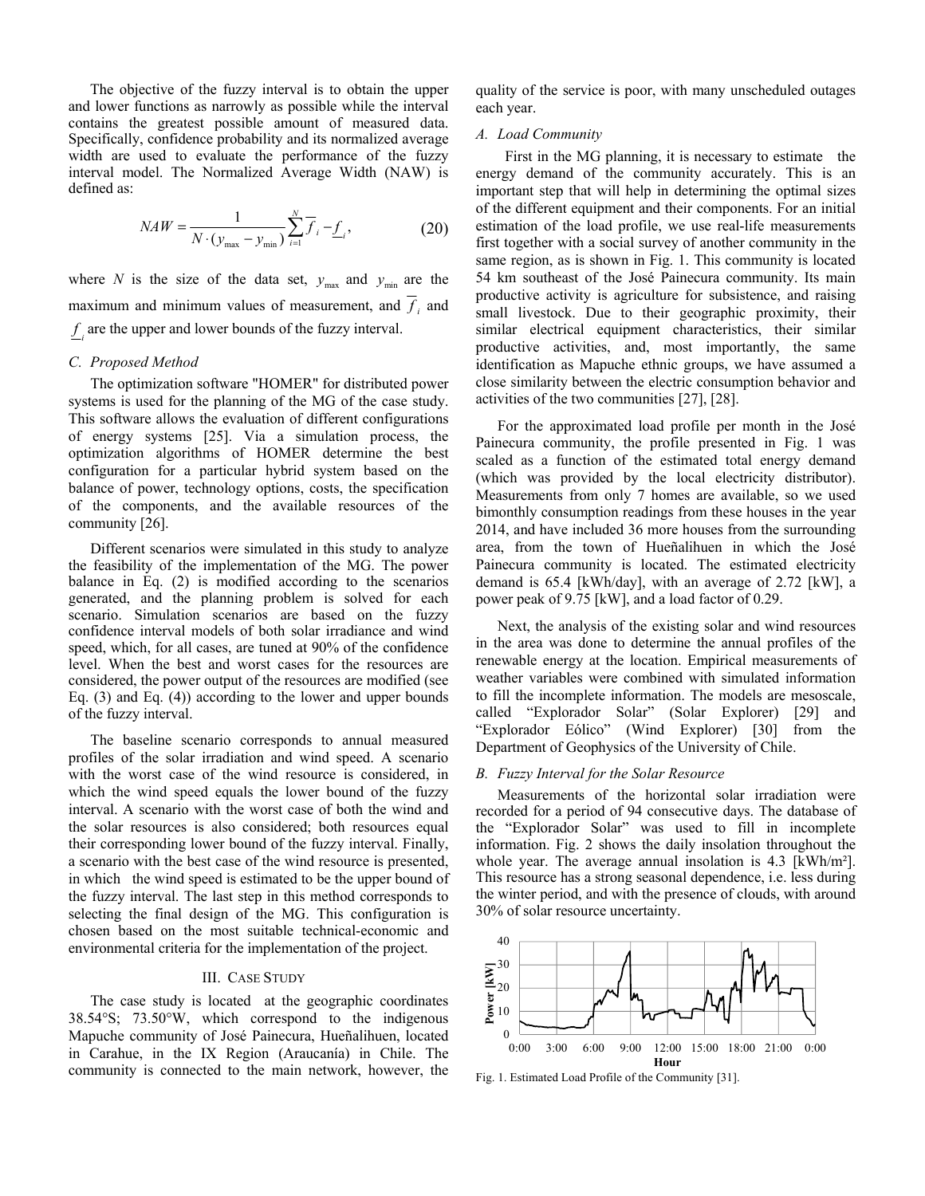The objective of the fuzzy interval is to obtain the upper and lower functions as narrowly as possible while the interval contains the greatest possible amount of measured data. Specifically, confidence probability and its normalized average width are used to evaluate the performance of the fuzzy interval model. The Normalized Average Width (NAW) is defined as:

$$NAW = \frac{1}{N \cdot (y_{\max} - y_{\min})} \sum_{i=1}^{N} \overline{f}_i - \underline{f}_i, \tag{20}$$

where $N$ is the size of the data set, $y_{\max}$ and $y_{\min}$ are the maximum and minimum values of measurement, and $\overline{f}_i$ and $\underline{f}_i$ are the upper and lower bounds of the fuzzy interval.

### C. Proposed Method

The optimization software "HOMER" for distributed power systems is used for the planning of the MG of the case study. This software allows the evaluation of different configurations of energy systems [25]. Via a simulation process, the optimization algorithms of HOMER determine the best configuration for a particular hybrid system based on the balance of power, technology options, costs, the specification of the components, and the available resources of the community [26].

Different scenarios were simulated in this study to analyze the feasibility of the implementation of the MG. The power balance in Eq. (2) is modified according to the scenarios generated, and the planning problem is solved for each scenario. Simulation scenarios are based on the fuzzy confidence interval models of both solar irradiance and wind speed, which, for all cases, are tuned at 90% of the confidence level. When the best and worst cases for the resources are considered, the power output of the resources are modified (see Eq. (3) and Eq. (4)) according to the lower and upper bounds of the fuzzy interval.

The baseline scenario corresponds to annual measured profiles of the solar irradiation and wind speed. A scenario with the worst case of the wind resource is considered, in which the wind speed equals the lower bound of the fuzzy interval. A scenario with the worst case of both the wind and the solar resources is also considered; both resources equal their corresponding lower bound of the fuzzy interval. Finally, a scenario with the best case of the wind resource is presented, in which the wind speed is estimated to be the upper bound of the fuzzy interval. The last step in this method corresponds to selecting the final design of the MG. This configuration is chosen based on the most suitable technical-economic and environmental criteria for the implementation of the project.

## III. Case Study

The case study is located at the geographic coordinates 38.54°S; 73.50°W, which correspond to the indigenous Mapuche community of José Painecura, Hueñalihuen, located in Carahue, in the IX Region (Araucanía) in Chile. The community is connected to the main network, however, the quality of the service is poor, with many unscheduled outages each year.

### A. Load Community

First in the MG planning, it is necessary to estimate the energy demand of the community accurately. This is an important step that will help in determining the optimal sizes of the different equipment and their components. For an initial estimation of the load profile, we use real-life measurements first together with a social survey of another community in the same region, as is shown in Fig. 1. This community is located 54 km southeast of the José Painecura community. Its main productive activity is agriculture for subsistence, and raising small livestock. Due to their geographic proximity, their similar electrical equipment characteristics, their similar productive activities, and, most importantly, the same identification as Mapuche ethnic groups, we have assumed a close similarity between the electric consumption behavior and activities of the two communities [27], [28].

For the approximated load profile per month in the José Painecura community, the profile presented in Fig. 1 was scaled as a function of the estimated total energy demand (which was provided by the local electricity distributor). Measurements from only 7 homes are available, so we used bimonthly consumption readings from these houses in the year 2014, and have included 36 more houses from the surrounding area, from the town of Hueñalihuen in which the José Painecura community is located. The estimated electricity demand is 65.4 [kWh/day], with an average of 2.72 [kW], a power peak of 9.75 [kW], and a load factor of 0.29.

Next, the analysis of the existing solar and wind resources in the area was done to determine the annual profiles of the renewable energy at the location. Empirical measurements of weather variables were combined with simulated information to fill the incomplete information. The models are mesoscale, called "Explorador Solar" (Solar Explorer) [29] and "Explorador Eólico" (Wind Explorer) [30] from the Department of Geophysics of the University of Chile.

### B. Fuzzy Interval for the Solar Resource

Measurements of the horizontal solar irradiation were recorded for a period of 94 consecutive days. The database of the "Explorador Solar" was used to fill in incomplete information. Fig. 2 shows the daily insolation throughout the whole year. The average annual insolation is 4.3 [kWh/m²]. This resource has a strong seasonal dependence, i.e. less during the winter period, and with the presence of clouds, with around 30% of solar resource uncertainty.

Fig. 1. Estimated Load Profile of the Community [31].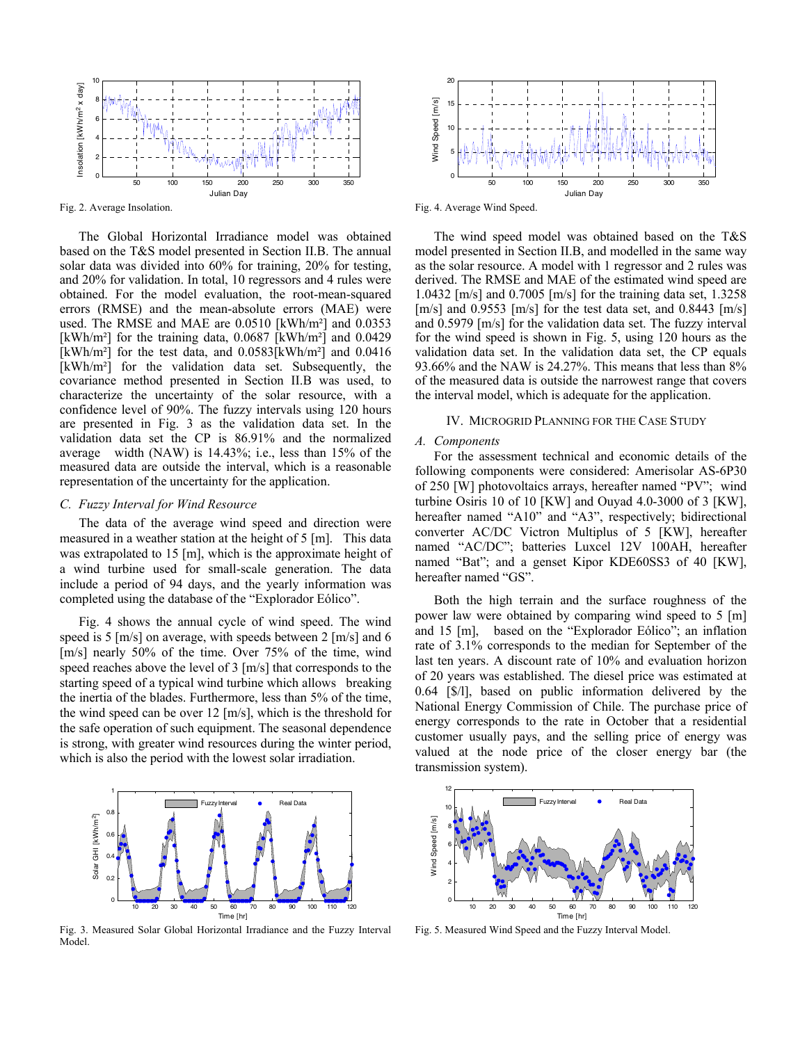Fig. 2. Average Insolation.

The Global Horizontal Irradiance model was obtained based on the T&S model presented in Section II.B. The annual solar data was divided into 60% for training, 20% for testing, and 20% for validation. In total, 10 regressors and 4 rules were obtained. For the model evaluation, the root-mean-squared errors (RMSE) and the mean-absolute errors (MAE) were used. The RMSE and MAE are 0.0510 [kWh/m²] and 0.0353 [kWh/m²] for the training data, 0.0687 [kWh/m²] and 0.0429 [kWh/m²] for the test data, and 0.0583[kWh/m²] and 0.0416 [kWh/m²] for the validation data set. Subsequently, the covariance method presented in Section II.B was used, to characterize the uncertainty of the solar resource, with a confidence level of 90%. The fuzzy intervals using 120 hours are presented in Fig. 3 as the validation data set. In the validation data set the CP is 86.91% and the normalized average width (NAW) is 14.43%; i.e., less than 15% of the measured data are outside the interval, which is a reasonable representation of the uncertainty for the application.

### C. Fuzzy Interval for Wind Resource

The data of the average wind speed and direction were measured in a weather station at the height of 5 [m]. This data was extrapolated to 15 [m], which is the approximate height of a wind turbine used for small-scale generation. The data include a period of 94 days, and the yearly information was completed using the database of the "Explorador Eólico".

Fig. 4 shows the annual cycle of wind speed. The wind speed is 5 [m/s] on average, with speeds between 2 [m/s] and 6 [m/s] nearly 50% of the time. Over 75% of the time, wind speed reaches above the level of 3 [m/s] that corresponds to the starting speed of a typical wind turbine which allows breaking the inertia of the blades. Furthermore, less than 5% of the time, the wind speed can be over 12 [m/s], which is the threshold for the safe operation of such equipment. The seasonal dependence is strong, with greater wind resources during the winter period, which is also the period with the lowest solar irradiation.

Fig. 3. Measured Solar Global Horizontal Irradiance and the Fuzzy Interval Model.

Fig. 4. Average Wind Speed.

The wind speed model was obtained based on the T&S model presented in Section II.B, and modelled in the same way as the solar resource. A model with 1 regressor and 2 rules was derived. The RMSE and MAE of the estimated wind speed are 1.0432 [m/s] and 0.7005 [m/s] for the training data set, 1.3258 [m/s] and 0.9553 [m/s] for the test data set, and 0.8443 [m/s] and 0.5979 [m/s] for the validation data set. The fuzzy interval for the wind speed is shown in Fig. 5, using 120 hours as the validation data set. In the validation data set, the CP equals 93.66% and the NAW is 24.27%. This means that less than 8% of the measured data is outside the narrowest range that covers the interval model, which is adequate for the application.

## IV. Microgrid Planning for the Case Study

### A. Components

For the assessment technical and economic details of the following components were considered: Amerisolar AS-6P30 of 250 [W] photovoltaics arrays, hereafter named "PV"; wind turbine Osiris 10 of 10 [KW] and Ouyad 4.0-3000 of 3 [KW], hereafter named "A10" and "A3", respectively; bidirectional converter AC/DC Victron Multiplus of 5 [KW], hereafter named "AC/DC"; batteries Luxcel 12V 100AH, hereafter named "Bat"; and a genset Kipor KDE60SS3 of 40 [KW], hereafter named "GS".

Both the high terrain and the surface roughness of the power law were obtained by comparing wind speed to 5 [m] and 15 [m], based on the "Explorador Eólico"; an inflation rate of 3.1% corresponds to the median for September of the last ten years. A discount rate of 10% and evaluation horizon of 20 years was established. The diesel price was estimated at 0.64 [$/l], based on public information delivered by the National Energy Commission of Chile. The purchase price of energy corresponds to the rate in October that a residential customer usually pays, and the selling price of energy was valued at the node price of the closer energy bar (the transmission system).

Fig. 5. Measured Wind Speed and the Fuzzy Interval Model.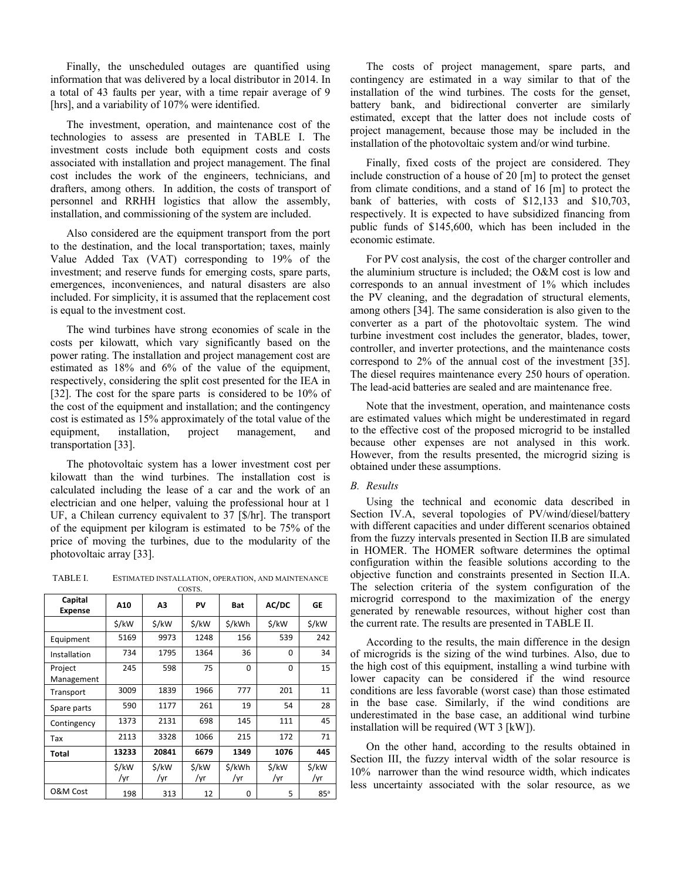Finally, the unscheduled outages are quantified using information that was delivered by a local distributor in 2014. In a total of 43 faults per year, with a time repair average of 9 [hrs], and a variability of 107% were identified.

The investment, operation, and maintenance cost of the technologies to assess are presented in TABLE I. The investment costs include both equipment costs and costs associated with installation and project management. The final cost includes the work of the engineers, technicians, and drafters, among others. In addition, the costs of transport of personnel and RRHH logistics that allow the assembly, installation, and commissioning of the system are included.

Also considered are the equipment transport from the port to the destination, and the local transportation; taxes, mainly Value Added Tax (VAT) corresponding to 19% of the investment; and reserve funds for emerging costs, spare parts, emergences, inconveniences, and natural disasters are also included. For simplicity, it is assumed that the replacement cost is equal to the investment cost.

The wind turbines have strong economies of scale in the costs per kilowatt, which vary significantly based on the power rating. The installation and project management cost are estimated as 18% and 6% of the value of the equipment, respectively, considering the split cost presented for the IEA in [32]. The cost for the spare parts is considered to be 10% of the cost of the equipment and installation; and the contingency cost is estimated as 15% approximately of the total value of the equipment, installation, project management, and transportation [33].

The photovoltaic system has a lower investment cost per kilowatt than the wind turbines. The installation cost is calculated including the lease of a car and the work of an electrician and one helper, valuing the professional hour at 1 UF, a Chilean currency equivalent to 37 [$/hr]. The transport of the equipment per kilogram is estimated to be 75% of the price of moving the turbines, due to the modularity of the photovoltaic array [33].

TABLE I. ESTIMATED INSTALLATION, OPERATION, AND MAINTENANCE COSTS.

| Capital Expense | A10 | A3 | PV | Bat | AC/DC | GE |
|---|---|---|---|---|---|---|
| | $/kW | $/kW | $/kW | $/kWh | $/kW | $/kW |
| Equipment | 5169 | 9973 | 1248 | 156 | 539 | 242 |
| Installation | 734 | 1795 | 1364 | 36 | 0 | 34 |
| Project Management | 245 | 598 | 75 | 0 | 0 | 15 |
| Transport | 3009 | 1839 | 1966 | 777 | 201 | 11 |
| Spare parts | 590 | 1177 | 261 | 19 | 54 | 28 |
| Contingency | 1373 | 2131 | 698 | 145 | 111 | 45 |
| Tax | 2113 | 3328 | 1066 | 215 | 172 | 71 |
| **Total** | **13233** | **20841** | **6679** | **1349** | **1076** | **445** |
| | $/kW /yr | $/kW /yr | $/kW /yr | $/kWh /yr | $/kW /yr | $/kW /yr |
| O&M Cost | 198 | 313 | 12 | 0 | 5 | 85[a] |

The costs of project management, spare parts, and contingency are estimated in a way similar to that of the installation of the wind turbines. The costs for the genset, battery bank, and bidirectional converter are similarly estimated, except that the latter does not include costs of project management, because those may be included in the installation of the photovoltaic system and/or wind turbine.

Finally, fixed costs of the project are considered. They include construction of a house of 20 [m] to protect the genset from climate conditions, and a stand of 16 [m] to protect the bank of batteries, with costs of $12,133 and $10,703, respectively. It is expected to have subsidized financing from public funds of $145,600, which has been included in the economic estimate.

For PV cost analysis, the cost of the charger controller and the aluminium structure is included; the O&M cost is low and corresponds to an annual investment of 1% which includes the PV cleaning, and the degradation of structural elements, among others [34]. The same consideration is also given to the converter as a part of the photovoltaic system. The wind turbine investment cost includes the generator, blades, tower, controller, and inverter protections, and the maintenance costs correspond to 2% of the annual cost of the investment [35]. The diesel requires maintenance every 250 hours of operation. The lead-acid batteries are sealed and are maintenance free.

Note that the investment, operation, and maintenance costs are estimated values which might be underestimated in regard to the effective cost of the proposed microgrid to be installed because other expenses are not analysed in this work. However, from the results presented, the microgrid sizing is obtained under these assumptions.

### *B. Results*

Using the technical and economic data described in Section IV.A, several topologies of PV/wind/diesel/battery with different capacities and under different scenarios obtained from the fuzzy intervals presented in Section II.B are simulated in HOMER. The HOMER software determines the optimal configuration within the feasible solutions according to the objective function and constraints presented in Section II.A. The selection criteria of the system configuration of the microgrid correspond to the maximization of the energy generated by renewable resources, without higher cost than the current rate. The results are presented in TABLE II.

According to the results, the main difference in the design of microgrids is the sizing of the wind turbines. Also, due to the high cost of this equipment, installing a wind turbine with lower capacity can be considered if the wind resource conditions are less favorable (worst case) than those estimated in the base case. Similarly, if the wind conditions are underestimated in the base case, an additional wind turbine installation will be required (WT 3 [kW]).

On the other hand, according to the results obtained in Section III, the fuzzy interval width of the solar resource is 10% narrower than the wind resource width, which indicates less uncertainty associated with the solar resource, as we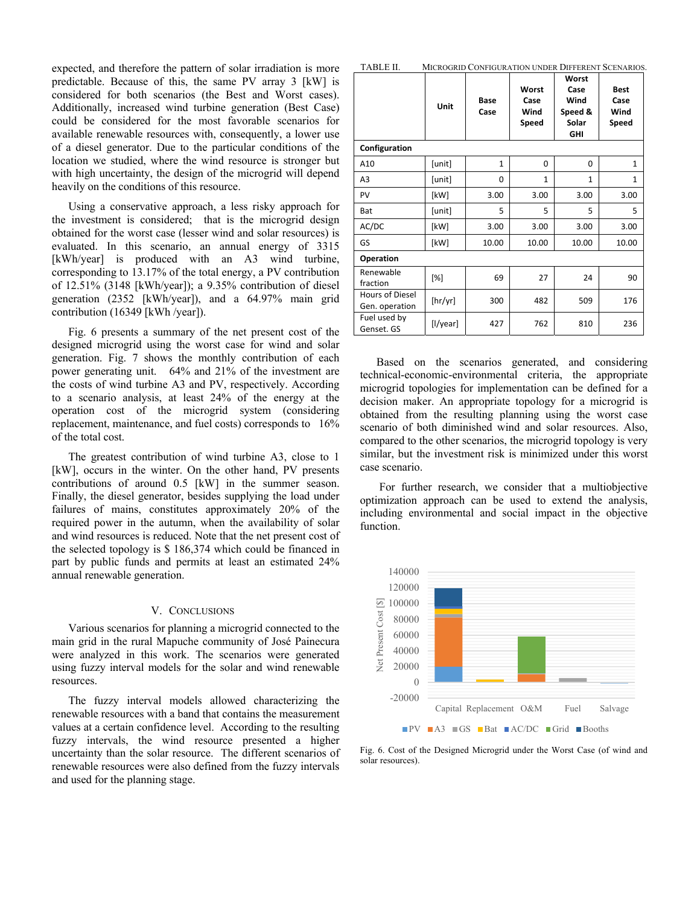expected, and therefore the pattern of solar irradiation is more predictable. Because of this, the same PV array 3 [kW] is considered for both scenarios (the Best and Worst cases). Additionally, increased wind turbine generation (Best Case) could be considered for the most favorable scenarios for available renewable resources with, consequently, a lower use of a diesel generator. Due to the particular conditions of the location we studied, where the wind resource is stronger but with high uncertainty, the design of the microgrid will depend heavily on the conditions of this resource.

Using a conservative approach, a less risky approach for the investment is considered; that is the microgrid design obtained for the worst case (lesser wind and solar resources) is evaluated. In this scenario, an annual energy of 3315 [kWh/year] is produced with an A3 wind turbine, corresponding to 13.17% of the total energy, a PV contribution of 12.51% (3148 [kWh/year]); a 9.35% contribution of diesel generation (2352 [kWh/year]), and a 64.97% main grid contribution (16349 [kWh /year]).

Fig. 6 presents a summary of the net present cost of the designed microgrid using the worst case for wind and solar generation. Fig. 7 shows the monthly contribution of each power generating unit. 64% and 21% of the investment are the costs of wind turbine A3 and PV, respectively. According to a scenario analysis, at least 24% of the energy at the operation cost of the microgrid system (considering replacement, maintenance, and fuel costs) corresponds to 16% of the total cost.

The greatest contribution of wind turbine A3, close to 1 [kW], occurs in the winter. On the other hand, PV presents contributions of around 0.5 [kW] in the summer season. Finally, the diesel generator, besides supplying the load under failures of mains, constitutes approximately 20% of the required power in the autumn, when the availability of solar and wind resources is reduced. Note that the net present cost of the selected topology is $ 186,374 which could be financed in part by public funds and permits at least an estimated 24% annual renewable generation.

## V. Conclusions

Various scenarios for planning a microgrid connected to the main grid in the rural Mapuche community of José Painecura were analyzed in this work. The scenarios were generated using fuzzy interval models for the solar and wind renewable resources.

The fuzzy interval models allowed characterizing the renewable resources with a band that contains the measurement values at a certain confidence level. According to the resulting fuzzy intervals, the wind resource presented a higher uncertainty than the solar resource. The different scenarios of renewable resources were also defined from the fuzzy intervals and used for the planning stage.

TABLE II. Microgrid Configuration under Different Scenarios.

| | Unit | Base Case | Worst Case Wind Speed | Worst Case Wind Speed & Solar GHI | Best Case Wind Speed |
|---|---|---|---|---|---|
| **Configuration** | | | | | |
| A10 | [unit] | 1 | 0 | 0 | 1 |
| A3 | [unit] | 0 | 1 | 1 | 1 |
| PV | [kW] | 3.00 | 3.00 | 3.00 | 3.00 |
| Bat | [unit] | 5 | 5 | 5 | 5 |
| AC/DC | [kW] | 3.00 | 3.00 | 3.00 | 3.00 |
| GS | [kW] | 10.00 | 10.00 | 10.00 | 10.00 |
| **Operation** | | | | | |
| Renewable fraction | [%] | 69 | 27 | 24 | 90 |
| Hours of Diesel Gen. operation | [hr/yr] | 300 | 482 | 509 | 176 |
| Fuel used by Genset. GS | [l/year] | 427 | 762 | 810 | 236 |

Based on the scenarios generated, and considering technical-economic-environmental criteria, the appropriate microgrid topologies for implementation can be defined for a decision maker. An appropriate topology for a microgrid is obtained from the resulting planning using the worst case scenario of both diminished wind and solar resources. Also, compared to the other scenarios, the microgrid topology is very similar, but the investment risk is minimized under this worst case scenario.

For further research, we consider that a multiobjective optimization approach can be used to extend the analysis, including environmental and social impact in the objective function.

Fig. 6. Cost of the Designed Microgrid under the Worst Case (of wind and solar resources).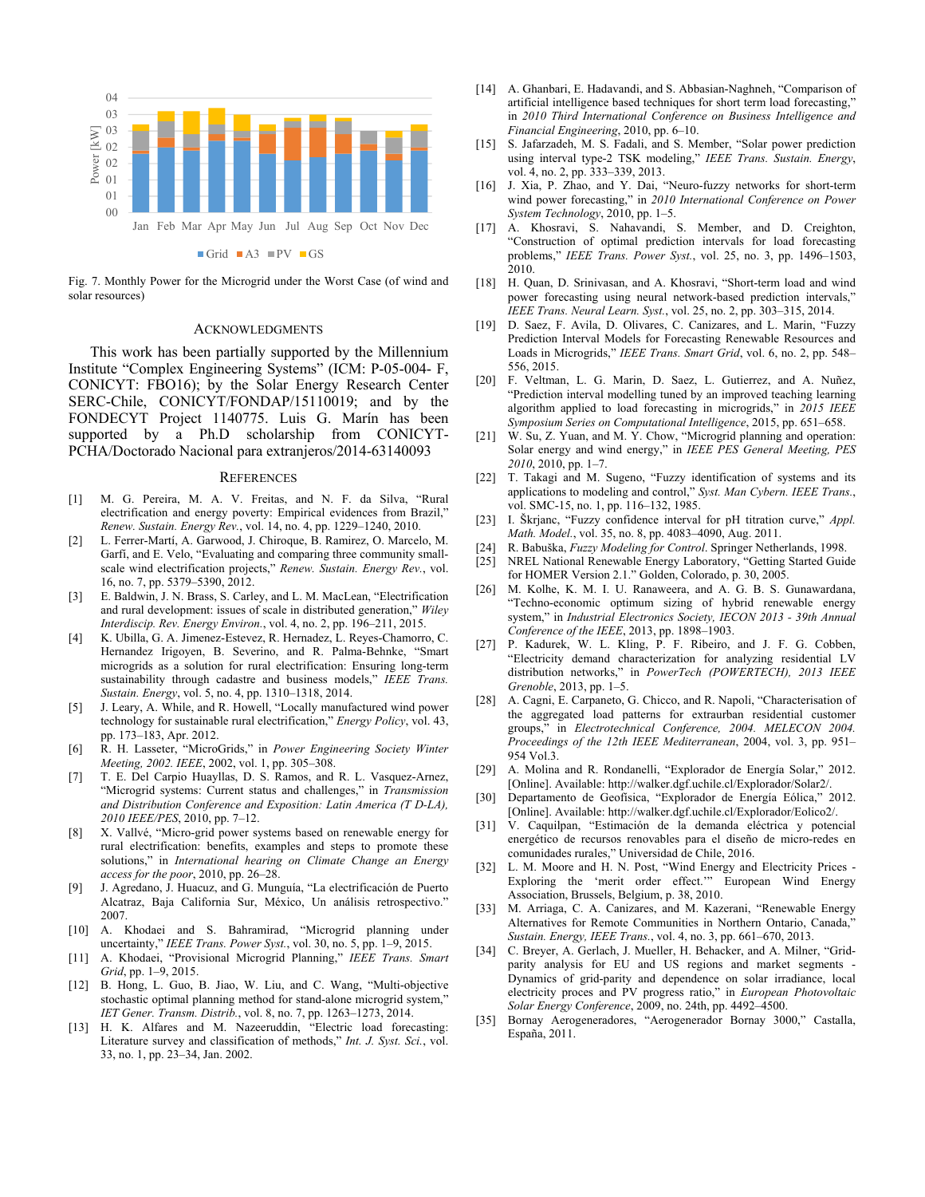04
03
03
02
02
01
01
00

Power [kW]

Jan Feb Mar Apr May Jun Jul Aug Sep Oct Nov Dec

■Grid ■A3 ■PV ■GS

Fig. 7. Monthly Power for the Microgrid under the Worst Case (of wind and solar resources)

## ACKNOWLEDGMENTS

This work has been partially supported by the Millennium Institute "Complex Engineering Systems" (ICM: P-05-004- F, CONICYT: FBO16); by the Solar Energy Research Center SERC-Chile, CONICYT/FONDAP/15110019; and by the FONDECYT Project 1140775. Luis G. Marín has been supported by a Ph.D scholarship from CONICYT-PCHA/Doctorado Nacional para extranjeros/2014-63140093

## REFERENCES

[1] M. G. Pereira, M. A. V. Freitas, and N. F. da Silva, "Rural electrification and energy poverty: Empirical evidences from Brazil," *Renew. Sustain. Energy Rev.*, vol. 14, no. 4, pp. 1229–1240, 2010.

[2] L. Ferrer-Martí, A. Garwood, J. Chiroque, B. Ramirez, O. Marcelo, M. Garfí, and E. Velo, "Evaluating and comparing three community small-scale wind electrification projects," *Renew. Sustain. Energy Rev.*, vol. 16, no. 7, pp. 5379–5390, 2012.

[3] E. Baldwin, J. N. Brass, S. Carley, and L. M. MacLean, "Electrification and rural development: issues of scale in distributed generation," *Wiley Interdiscip. Rev. Energy Environ.*, vol. 4, no. 2, pp. 196–211, 2015.

[4] K. Ubilla, G. A. Jimenez-Estevez, R. Hernadez, L. Reyes-Chamorro, C. Hernandez Irigoyen, B. Severino, and R. Palma-Behnke, "Smart microgrids as a solution for rural electrification: Ensuring long-term sustainability through cadastre and business models," *IEEE Trans. Sustain. Energy*, vol. 5, no. 4, pp. 1310–1318, 2014.

[5] J. Leary, A. While, and R. Howell, "Locally manufactured wind power technology for sustainable rural electrification," *Energy Policy*, vol. 43, pp. 173–183, Apr. 2012.

[6] R. H. Lasseter, "MicroGrids," in *Power Engineering Society Winter Meeting, 2002. IEEE*, 2002, vol. 1, pp. 305–308.

[7] T. E. Del Carpio Huayllas, D. S. Ramos, and R. L. Vasquez-Arnez, "Microgrid systems: Current status and challenges," in *Transmission and Distribution Conference and Exposition: Latin America (T D-LA), 2010 IEEE/PES*, 2010, pp. 7–12.

[8] X. Vallvé, "Micro-grid power systems based on renewable energy for rural electrification: benefits, examples and steps to promote these solutions," in *International hearing on Climate Change an Energy access for the poor*, 2010, pp. 26–28.

[9] J. Agredano, J. Huacuz, and G. Munguía, "La electrificación de Puerto Alcatraz, Baja California Sur, México, Un análisis retrospectivo." 2007.

[10] A. Khodaei and S. Bahramirad, "Microgrid planning under uncertainty," *IEEE Trans. Power Syst.*, vol. 30, no. 5, pp. 1–9, 2015.

[11] A. Khodaei, "Provisional Microgrid Planning," *IEEE Trans. Smart Grid*, pp. 1–9, 2015.

[12] B. Hong, L. Guo, B. Jiao, W. Liu, and C. Wang, "Multi-objective stochastic optimal planning method for stand-alone microgrid system," *IET Gener. Transm. Distrib.*, vol. 8, no. 7, pp. 1263–1273, 2014.

[13] H. K. Alfares and M. Nazeeruddin, "Electric load forecasting: Literature survey and classification of methods," *Int. J. Syst. Sci.*, vol. 33, no. 1, pp. 23–34, Jan. 2002.

[14] A. Ghanbari, E. Hadavandi, and S. Abbasian-Naghneh, "Comparison of artificial intelligence based techniques for short term load forecasting," in *2010 Third International Conference on Business Intelligence and Financial Engineering*, 2010, pp. 6–10.

[15] S. Jafarzadeh, M. S. Fadali, and S. Member, "Solar power prediction using interval type-2 TSK modeling," *IEEE Trans. Sustain. Energy*, vol. 4, no. 2, pp. 333–339, 2013.

[16] J. Xia, P. Zhao, and Y. Dai, "Neuro-fuzzy networks for short-term wind power forecasting," in *2010 International Conference on Power System Technology*, 2010, pp. 1–5.

[17] A. Khosravi, S. Nahavandi, S. Member, and D. Creighton, "Construction of optimal prediction intervals for load forecasting problems," *IEEE Trans. Power Syst.*, vol. 25, no. 3, pp. 1496–1503, 2010.

[18] H. Quan, D. Srinivasan, and A. Khosravi, "Short-term load and wind power forecasting using neural network-based prediction intervals," *IEEE Trans. Neural Learn. Syst.*, vol. 25, no. 2, pp. 303–315, 2014.

[19] D. Saez, F. Avila, D. Olivares, C. Canizares, and L. Marin, "Fuzzy Prediction Interval Models for Forecasting Renewable Resources and Loads in Microgrids," *IEEE Trans. Smart Grid*, vol. 6, no. 2, pp. 548–556, 2015.

[20] F. Veltman, L. G. Marin, D. Saez, L. Gutierrez, and A. Nuñez, "Prediction interval modelling tuned by an improved teaching learning algorithm applied to load forecasting in microgrids," in *2015 IEEE Symposium Series on Computational Intelligence*, 2015, pp. 651–658.

[21] W. Su, Z. Yuan, and M. Y. Chow, "Microgrid planning and operation: Solar energy and wind energy," in *IEEE PES General Meeting, PES 2010*, 2010, pp. 1–7.

[22] T. Takagi and M. Sugeno, "Fuzzy identification of systems and its applications to modeling and control," *Syst. Man Cybern. IEEE Trans.*, vol. SMC-15, no. 1, pp. 116–132, 1985.

[23] I. Škrjanc, "Fuzzy confidence interval for pH titration curve," *Appl. Math. Model.*, vol. 35, no. 8, pp. 4083–4090, Aug. 2011.

[24] R. Babuška, *Fuzzy Modeling for Control*. Springer Netherlands, 1998.

[25] NREL National Renewable Energy Laboratory, "Getting Started Guide for HOMER Version 2.1." Golden, Colorado, p. 30, 2005.

[26] M. Kolhe, K. M. I. U. Ranaweera, and A. G. B. S. Gunawardana, "Techno-economic optimum sizing of hybrid renewable energy system," in *Industrial Electronics Society, IECON 2013 - 39th Annual Conference of the IEEE*, 2013, pp. 1898–1903.

[27] P. Kadurek, W. L. Kling, P. F. Ribeiro, and J. F. G. Cobben, "Electricity demand characterization for analyzing residential LV distribution networks," in *PowerTech (POWERTECH), 2013 IEEE Grenoble*, 2013, pp. 1–5.

[28] A. Cagni, E. Carpaneto, G. Chicco, and R. Napoli, "Characterisation of the aggregated load patterns for extraurban residential customer groups," in *Electrotechnical Conference, 2004. MELECON 2004. Proceedings of the 12th IEEE Mediterranean*, 2004, vol. 3, pp. 951–954 Vol.3.

[29] A. Molina and R. Rondanelli, "Explorador de Energía Solar," 2012. [Online]. Available: http://walker.dgf.uchile.cl/Explorador/Solar2/.

[30] Departamento de Geofísica, "Explorador de Energía Eólica," 2012. [Online]. Available: http://walker.dgf.uchile.cl/Explorador/Eolico2/.

[31] V. Caquilpan, "Estimación de la demanda eléctrica y potencial energético de recursos renovables para el diseño de micro-redes en comunidades rurales," Universidad de Chile, 2016.

[32] L. M. Moore and H. N. Post, "Wind Energy and Electricity Prices - Exploring the 'merit order effect.'" European Wind Energy Association, Brussels, Belgium, p. 38, 2010.

[33] M. Arriaga, C. A. Canizares, and M. Kazerani, "Renewable Energy Alternatives for Remote Communities in Northern Ontario, Canada," *Sustain. Energy, IEEE Trans.*, vol. 4, no. 3, pp. 661–670, 2013.

[34] C. Breyer, A. Gerlach, J. Mueller, H. Behacker, and A. Milner, "Grid-parity analysis for EU and US regions and market segments - Dynamics of grid-parity and dependence on solar irradiance, local electricity proces and PV progress ratio," in *European Photovoltaic Solar Energy Conference*, 2009, no. 24th, pp. 4492–4500.

[35] Bornay Aerogeneradores, "Aerogenerador Bornay 3000," Castalla, España, 2011.